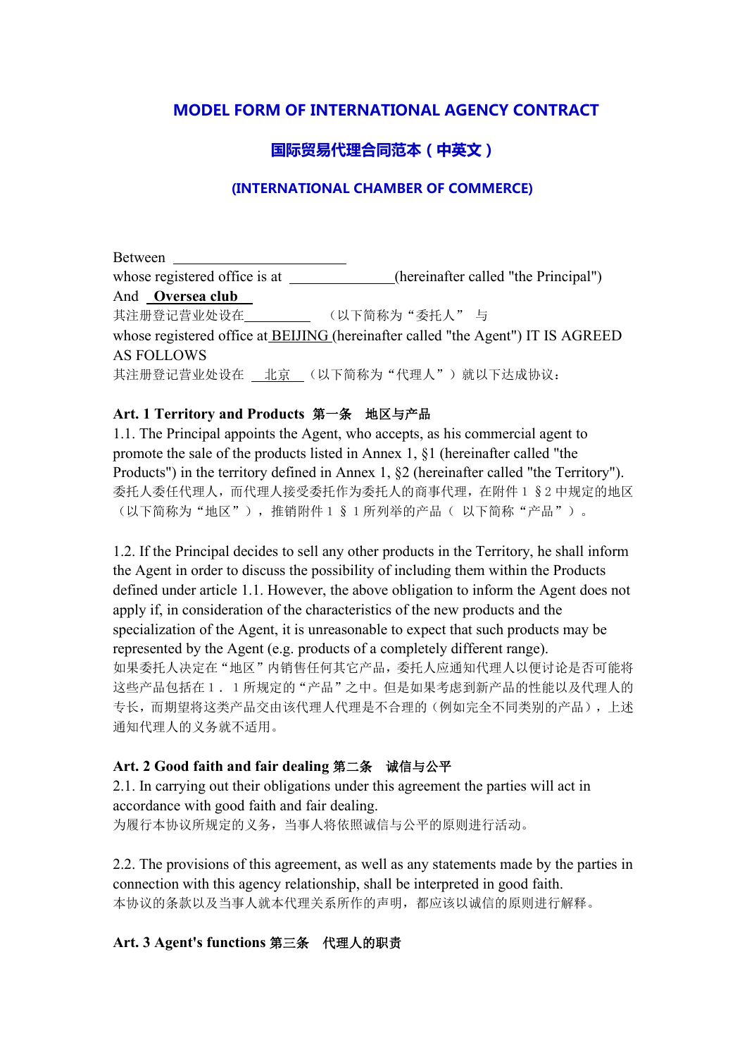# MODEL FORM OF INTERNATIONAL AGENCY CONTRACT

## 国际贸易代理合同范本（中英文）

### (INTERNATIONAL CHAMBER OF COMMERCE)

Between ________________________

whose registered office is at ______________(hereinafter called "the Principal")

And **Oversea club**

其注册登记营业处设在__________ （以下简称为“委托人” 与

whose registered office at BEIJING (hereinafter called "the Agent") IT IS AGREED AS FOLLOWS

其注册登记营业处设在 北京 （以下简称为“代理人”）就以下达成协议：

**Art. 1 Territory and Products 第一条 地区与产品**

1.1. The Principal appoints the Agent, who accepts, as his commercial agent to promote the sale of the products listed in Annex 1, §1 (hereinafter called "the Products") in the territory defined in Annex 1, §2 (hereinafter called "the Territory").

委托人委任代理人，而代理人接受委托作为委托人的商事代理，在附件１§２中规定的地区（以下简称为“地区”），推销附件１§１所列举的产品（ 以下简称“产品”）。

1.2. If the Principal decides to sell any other products in the Territory, he shall inform the Agent in order to discuss the possibility of including them within the Products defined under article 1.1. However, the above obligation to inform the Agent does not apply if, in consideration of the characteristics of the new products and the specialization of the Agent, it is unreasonable to expect that such products may be represented by the Agent (e.g. products of a completely different range).

如果委托人决定在“地区”内销售任何其它产品，委托人应通知代理人以便讨论是否可能将这些产品包括在１．１所规定的“产品”之中。但是如果考虑到新产品的性能以及代理人的专长，而期望将这类产品交由该代理人代理是不合理的（例如完全不同类别的产品），上述通知代理人的义务就不适用。

**Art. 2 Good faith and fair dealing 第二条 诚信与公平**

2.1. In carrying out their obligations under this agreement the parties will act in accordance with good faith and fair dealing.

为履行本协议所规定的义务，当事人将依照诚信与公平的原则进行活动。

2.2. The provisions of this agreement, as well as any statements made by the parties in connection with this agency relationship, shall be interpreted in good faith.

本协议的条款以及当事人就本代理关系所作的声明，都应该以诚信的原则进行解释。

**Art. 3 Agent's functions 第三条 代理人的职责**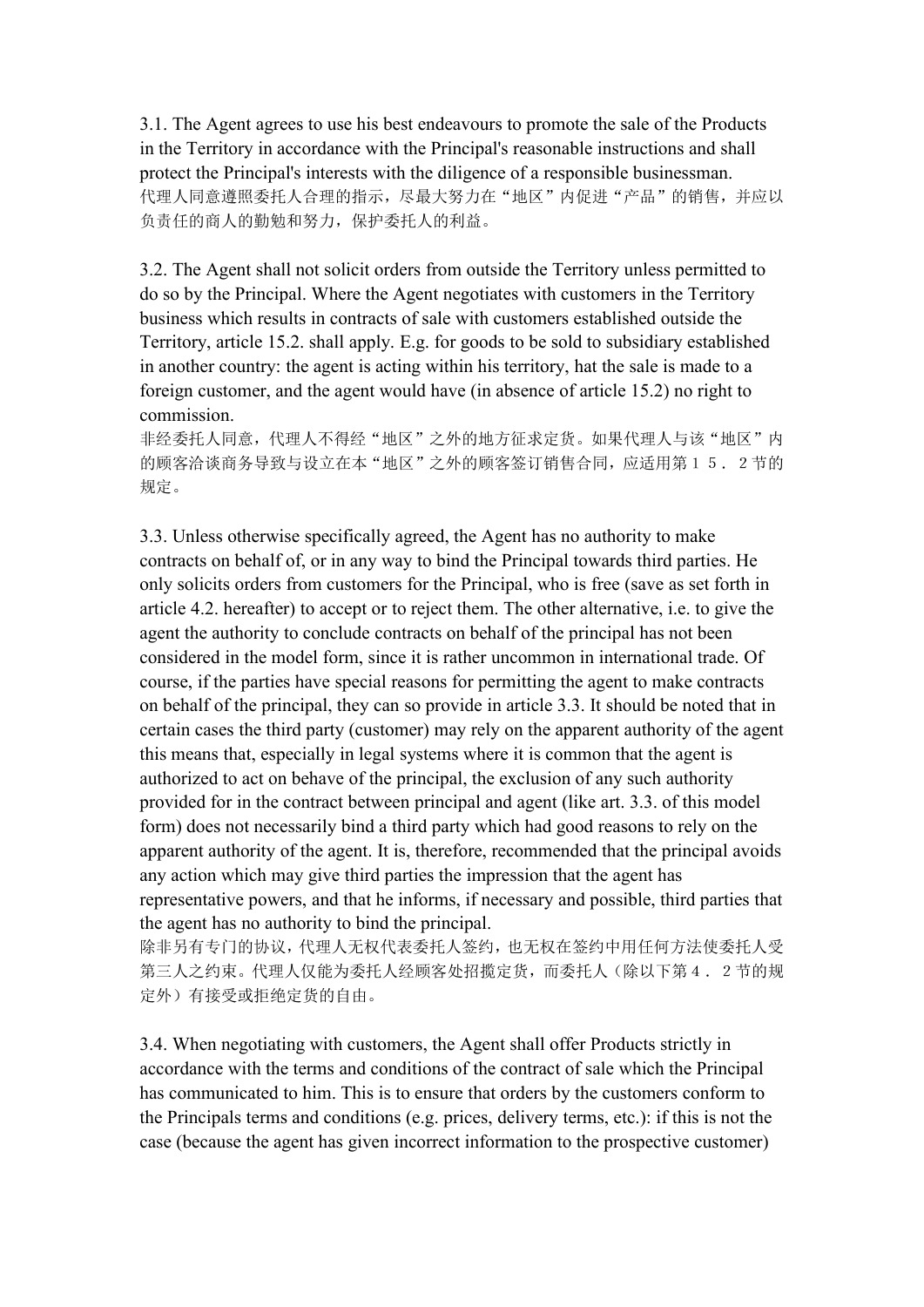3.1. The Agent agrees to use his best endeavours to promote the sale of the Products in the Territory in accordance with the Principal's reasonable instructions and shall protect the Principal's interests with the diligence of a responsible businessman.
代理人同意遵照委托人合理的指示，尽最大努力在“地区”内促进“产品”的销售，并应以负责任的商人的勤勉和努力，保护委托人的利益。

3.2. The Agent shall not solicit orders from outside the Territory unless permitted to do so by the Principal. Where the Agent negotiates with customers in the Territory business which results in contracts of sale with customers established outside the Territory, article 15.2. shall apply. E.g. for goods to be sold to subsidiary established in another country: the agent is acting within his territory, hat the sale is made to a foreign customer, and the agent would have (in absence of article 15.2) no right to commission.
非经委托人同意，代理人不得经“地区”之外的地方征求定货。如果代理人与该“地区”内的顾客洽谈商务导致与设立在本“地区”之外的顾客签订销售合同，应适用第１５．２节的规定。

3.3. Unless otherwise specifically agreed, the Agent has no authority to make contracts on behalf of, or in any way to bind the Principal towards third parties. He only solicits orders from customers for the Principal, who is free (save as set forth in article 4.2. hereafter) to accept or to reject them. The other alternative, i.e. to give the agent the authority to conclude contracts on behalf of the principal has not been considered in the model form, since it is rather uncommon in international trade. Of course, if the parties have special reasons for permitting the agent to make contracts on behalf of the principal, they can so provide in article 3.3. It should be noted that in certain cases the third party (customer) may rely on the apparent authority of the agent this means that, especially in legal systems where it is common that the agent is authorized to act on behave of the principal, the exclusion of any such authority provided for in the contract between principal and agent (like art. 3.3. of this model form) does not necessarily bind a third party which had good reasons to rely on the apparent authority of the agent. It is, therefore, recommended that the principal avoids any action which may give third parties the impression that the agent has representative powers, and that he informs, if necessary and possible, third parties that the agent has no authority to bind the principal.
除非另有专门的协议，代理人无权代表委托人签约，也无权在签约中用任何方法使委托人受第三人之约束。代理人仅能为委托人经顾客处招揽定货，而委托人（除以下第４．２节的规定外）有接受或拒绝定货的自由。

3.4. When negotiating with customers, the Agent shall offer Products strictly in accordance with the terms and conditions of the contract of sale which the Principal has communicated to him. This is to ensure that orders by the customers conform to the Principals terms and conditions (e.g. prices, delivery terms, etc.): if this is not the case (because the agent has given incorrect information to the prospective customer)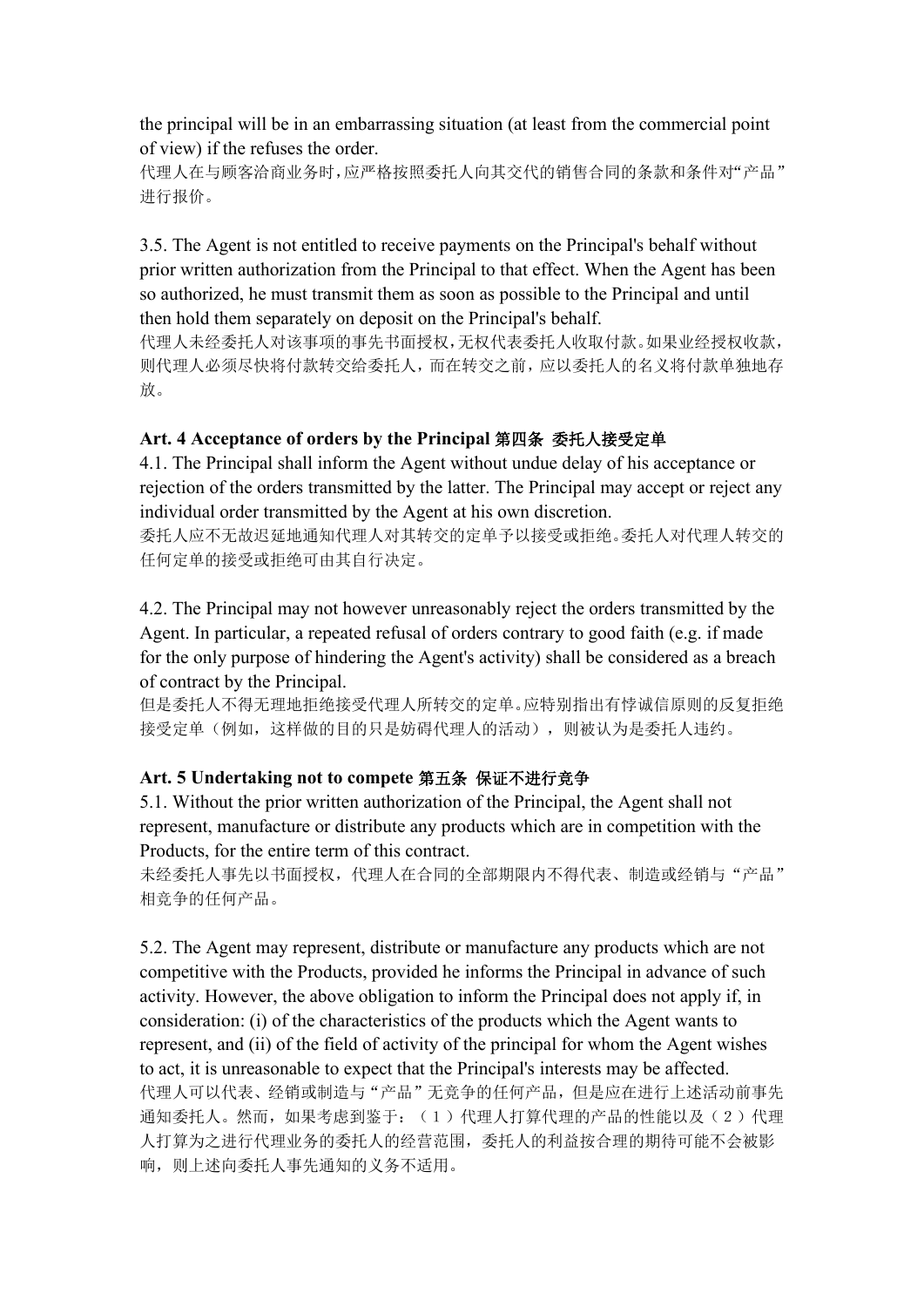the principal will be in an embarrassing situation (at least from the commercial point of view) if the refuses the order.
代理人在与顾客洽商业务时，应严格按照委托人向其交代的销售合同的条款和条件对"产品"进行报价。

3.5. The Agent is not entitled to receive payments on the Principal's behalf without prior written authorization from the Principal to that effect. When the Agent has been so authorized, he must transmit them as soon as possible to the Principal and until then hold them separately on deposit on the Principal's behalf.
代理人未经委托人对该事项的事先书面授权，无权代表委托人收取付款。如果业经授权收款，则代理人必须尽快将付款转交给委托人，而在转交之前，应以委托人的名义将付款单独地存放。

**Art. 4 Acceptance of orders by the Principal 第四条 委托人接受定单**

4.1. The Principal shall inform the Agent without undue delay of his acceptance or rejection of the orders transmitted by the latter. The Principal may accept or reject any individual order transmitted by the Agent at his own discretion.
委托人应不无故迟延地通知代理人对其转交的定单予以接受或拒绝。委托人对代理人转交的任何定单的接受或拒绝可由其自行决定。

4.2. The Principal may not however unreasonably reject the orders transmitted by the Agent. In particular, a repeated refusal of orders contrary to good faith (e.g. if made for the only purpose of hindering the Agent's activity) shall be considered as a breach of contract by the Principal.
但是委托人不得无理地拒绝接受代理人所转交的定单。应特别指出有悖诚信原则的反复拒绝接受定单（例如，这样做的目的只是妨碍代理人的活动），则被认为是委托人违约。

**Art. 5 Undertaking not to compete 第五条 保证不进行竞争**

5.1. Without the prior written authorization of the Principal, the Agent shall not represent, manufacture or distribute any products which are in competition with the Products, for the entire term of this contract.
未经委托人事先以书面授权，代理人在合同的全部期限内不得代表、制造或经销与"产品"相竞争的任何产品。

5.2. The Agent may represent, distribute or manufacture any products which are not competitive with the Products, provided he informs the Principal in advance of such activity. However, the above obligation to inform the Principal does not apply if, in consideration: (i) of the characteristics of the products which the Agent wants to represent, and (ii) of the field of activity of the principal for whom the Agent wishes to act, it is unreasonable to expect that the Principal's interests may be affected.
代理人可以代表、经销或制造与"产品"无竞争的任何产品，但是应在进行上述活动前事先通知委托人。然而，如果考虑到鉴于：（1）代理人打算代理的产品的性能以及（2）代理人打算为之进行代理业务的委托人的经营范围，委托人的利益按合理的期待可能不会被影响，则上述向委托人事先通知的义务不适用。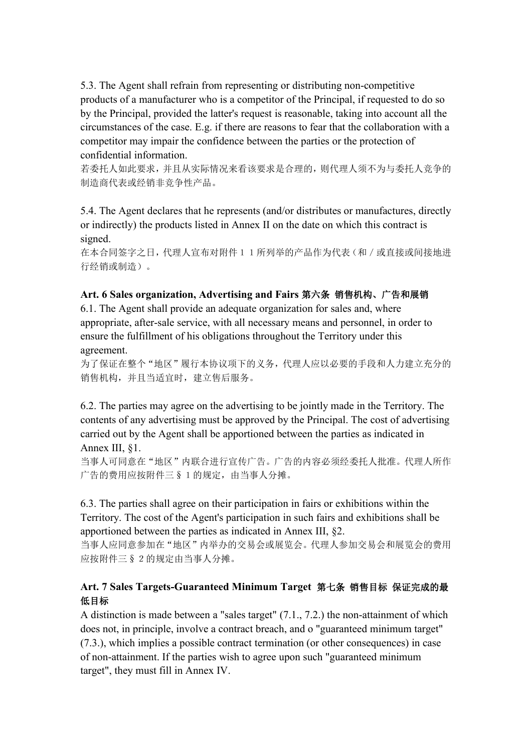5.3. The Agent shall refrain from representing or distributing non-competitive products of a manufacturer who is a competitor of the Principal, if requested to do so by the Principal, provided the latter's request is reasonable, taking into account all the circumstances of the case. E.g. if there are reasons to fear that the collaboration with a competitor may impair the confidence between the parties or the protection of confidential information.

若委托人如此要求，并且从实际情况来看该要求是合理的，则代理人须不为与委托人竞争的制造商代表或经销非竞争性产品。

5.4. The Agent declares that he represents (and/or distributes or manufactures, directly or indirectly) the products listed in Annex II on the date on which this contract is signed.

在本合同签字之日，代理人宣布对附件１１所列举的产品作为代表（和／或直接或间接地进行经销或制造）。

**Art. 6 Sales organization, Advertising and Fairs 第六条 销售机构、广告和展销**

6.1. The Agent shall provide an adequate organization for sales and, where appropriate, after-sale service, with all necessary means and personnel, in order to ensure the fulfillment of his obligations throughout the Territory under this agreement.

为了保证在整个“地区”履行本协议项下的义务，代理人应以必要的手段和人力建立充分的销售机构，并且当适宜时，建立售后服务。

6.2. The parties may agree on the advertising to be jointly made in the Territory. The contents of any advertising must be approved by the Principal. The cost of advertising carried out by the Agent shall be apportioned between the parties as indicated in Annex III, §1.

当事人可同意在“地区”内联合进行宣传广告。广告的内容必须经委托人批准。代理人所作广告的费用应按附件三§１的规定，由当事人分摊。

6.3. The parties shall agree on their participation in fairs or exhibitions within the Territory. The cost of the Agent's participation in such fairs and exhibitions shall be apportioned between the parties as indicated in Annex III, §2.

当事人应同意参加在“地区”内举办的交易会或展览会。代理人参加交易会和展览会的费用应按附件三§２的规定由当事人分摊。

**Art. 7 Sales Targets-Guaranteed Minimum Target 第七条 销售目标 保证完成的最低目标**

A distinction is made between a "sales target" (7.1., 7.2.) the non-attainment of which does not, in principle, involve a contract breach, and o "guaranteed minimum target" (7.3.), which implies a possible contract termination (or other consequences) in case of non-attainment. If the parties wish to agree upon such "guaranteed minimum target", they must fill in Annex IV.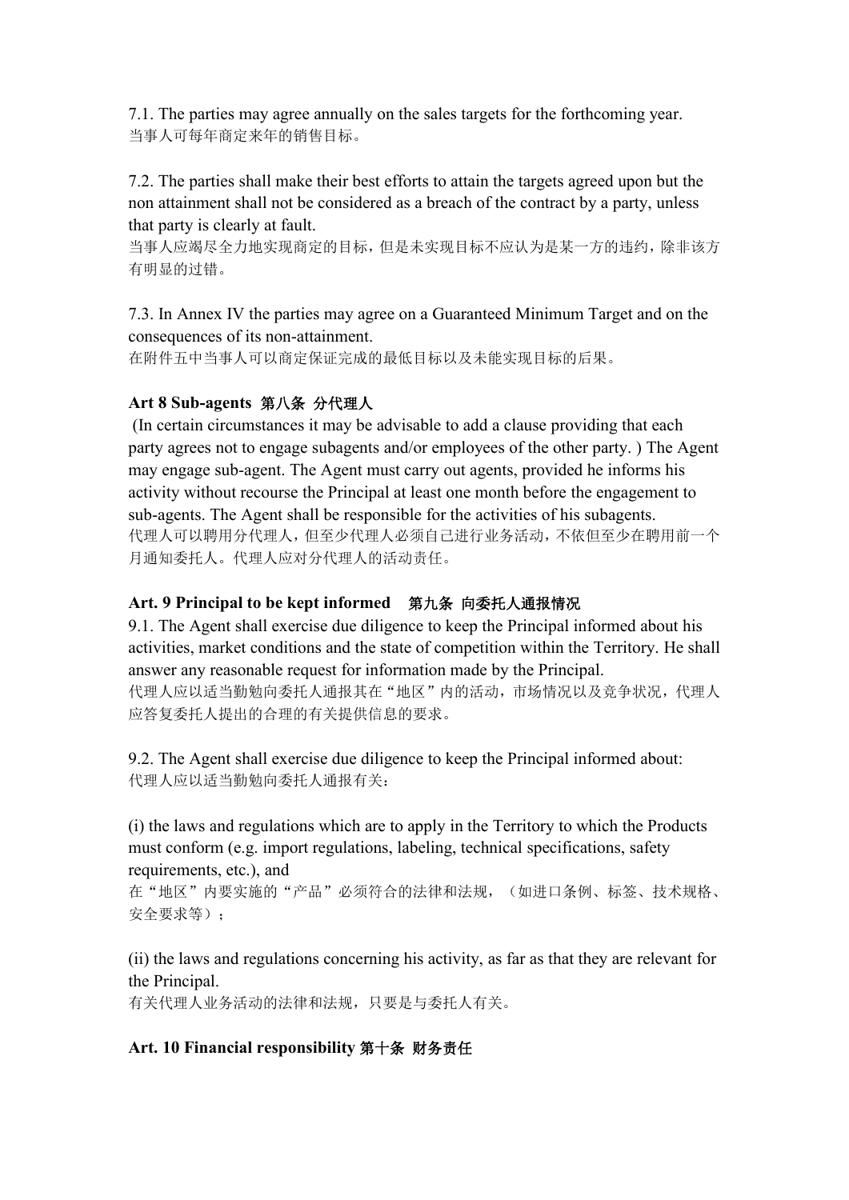7.1. The parties may agree annually on the sales targets for the forthcoming year.
当事人可每年商定来年的销售目标。

7.2. The parties shall make their best efforts to attain the targets agreed upon but the non attainment shall not be considered as a breach of the contract by a party, unless that party is clearly at fault.
当事人应竭尽全力地实现商定的目标，但是未实现目标不应认为是某一方的违约，除非该方有明显的过错。

7.3. In Annex IV the parties may agree on a Guaranteed Minimum Target and on the consequences of its non-attainment.
在附件五中当事人可以商定保证完成的最低目标以及未能实现目标的后果。

**Art 8 Sub-agents 第八条 分代理人**

(In certain circumstances it may be advisable to add a clause providing that each party agrees not to engage subagents and/or employees of the other party. ) The Agent may engage sub-agent. The Agent must carry out agents, provided he informs his activity without recourse the Principal at least one month before the engagement to sub-agents. The Agent shall be responsible for the activities of his subagents.
代理人可以聘用分代理人，但至少代理人必须自己进行业务活动，不依但至少在聘用前一个月通知委托人。代理人应对分代理人的活动责任。

**Art. 9 Principal to be kept informed 第九条 向委托人通报情况**

9.1. The Agent shall exercise due diligence to keep the Principal informed about his activities, market conditions and the state of competition within the Territory. He shall answer any reasonable request for information made by the Principal.
代理人应以适当勤勉向委托人通报其在“地区”内的活动，市场情况以及竞争状况，代理人应答复委托人提出的合理的有关提供信息的要求。

9.2. The Agent shall exercise due diligence to keep the Principal informed about:
代理人应以适当勤勉向委托人通报有关：

(i) the laws and regulations which are to apply in the Territory to which the Products must conform (e.g. import regulations, labeling, technical specifications, safety requirements, etc.), and
在“地区”内要实施的“产品”必须符合的法律和法规，（如进口条例、标签、技术规格、安全要求等）；

(ii) the laws and regulations concerning his activity, as far as that they are relevant for the Principal.
有关代理人业务活动的法律和法规，只要是与委托人有关。

**Art. 10 Financial responsibility 第十条 财务责任**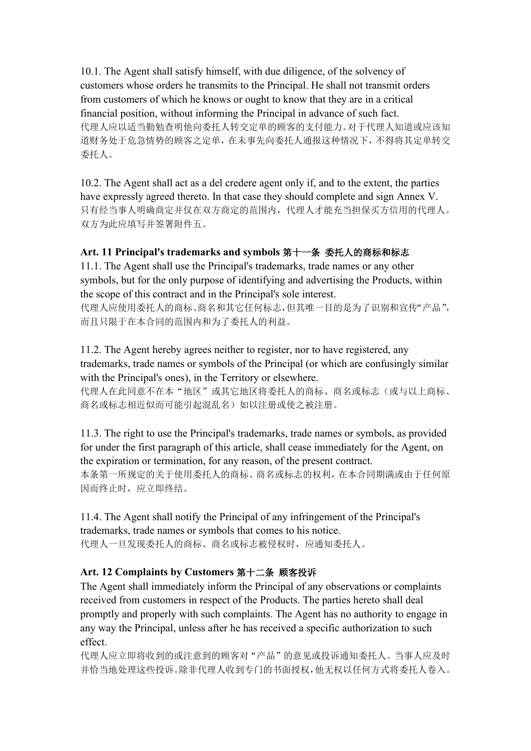10.1. The Agent shall satisfy himself, with due diligence, of the solvency of customers whose orders he transmits to the Principal. He shall not transmit orders from customers of which he knows or ought to know that they are in a critical financial position, without informing the Principal in advance of such fact.
代理人应以适当勤勉查明他向委托人转交定单的顾客的支付能力。对于代理人知道或应该知道财务处于危急情势的顾客之定单，在未事先向委托人通报这种情况下，不得将其定单转交委托人。

10.2. The Agent shall act as a del credere agent only if, and to the extent, the parties have expressly agreed thereto. In that case they should complete and sign Annex V.
只有经当事人明确商定并仅在双方商定的范围内，代理人才能充当担保买方信用的代理人。双方为此应填写并签署附件五。

**Art. 11 Principal's trademarks and symbols 第十一条 委托人的商标和标志**

11.1. The Agent shall use the Principal's trademarks, trade names or any other symbols, but for the only purpose of identifying and advertising the Products, within the scope of this contract and in the Principal's sole interest.
代理人应使用委托人的商标、商名和其它任何标志，但其唯一目的是为了识别和宣传“产品”，而且只限于在本合同的范围内和为了委托人的利益。

11.2. The Agent hereby agrees neither to register, nor to have registered, any trademarks, trade names or symbols of the Principal (or which are confusingly similar with the Principal's ones), in the Territory or elsewhere.
代理人在此同意不在本“地区”或其它地区将委托人的商标、商名或标志（或与以上商标、商名或标志相近似而可能引起混乱名）加以注册或使之被注册。

11.3. The right to use the Principal's trademarks, trade names or symbols, as provided for under the first paragraph of this article, shall cease immediately for the Agent, on the expiration or termination, for any reason, of the present contract.
本条第一所规定的关于使用委托人的商标、商名或标志的权利，在本合同期满或由于任何原因而终止时，应立即终结。

11.4. The Agent shall notify the Principal of any infringement of the Principal's trademarks, trade names or symbols that comes to his notice.
代理人一旦发现委托人的商标、商名或标志被侵权时，应通知委托人。

**Art. 12 Complaints by Customers 第十二条 顾客投诉**

The Agent shall immediately inform the Principal of any observations or complaints received from customers in respect of the Products. The parties hereto shall deal promptly and properly with such complaints. The Agent has no authority to engage in any way the Principal, unless after he has received a specific authorization to such effect.
代理人应立即将收到的或注意到的顾客对“产品”的意见或投诉通知委托人。当事人应及时并恰当地处理这些投诉。除非代理人收到专门的书面授权，他无权以任何方式将委托人卷入。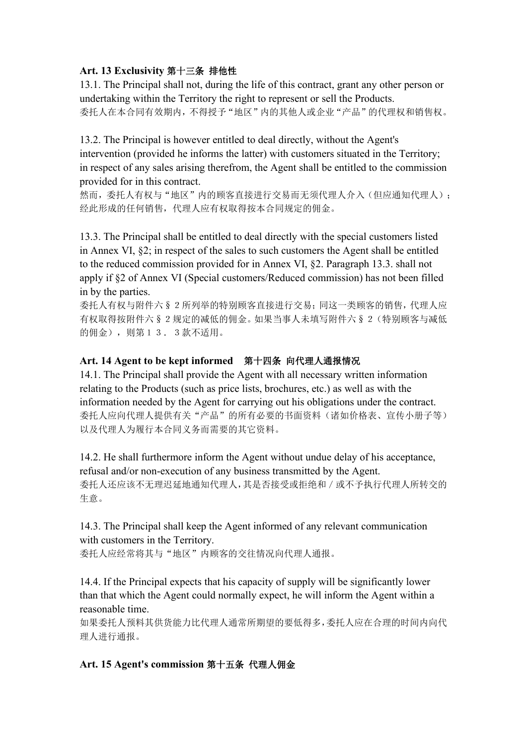**Art. 13 Exclusivity 第十三条 排他性**

13.1. The Principal shall not, during the life of this contract, grant any other person or undertaking within the Territory the right to represent or sell the Products.
委托人在本合同有效期内，不得授予“地区”内的其他人或企业“产品”的代理权和销售权。

13.2. The Principal is however entitled to deal directly, without the Agent's intervention (provided he informs the latter) with customers situated in the Territory; in respect of any sales arising therefrom, the Agent shall be entitled to the commission provided for in this contract.
然而，委托人有权与“地区”内的顾客直接进行交易而无须代理人介入（但应通知代理人）；经此形成的任何销售，代理人应有权取得按本合同规定的佣金。

13.3. The Principal shall be entitled to deal directly with the special customers listed in Annex VI, §2; in respect of the sales to such customers the Agent shall be entitled to the reduced commission provided for in Annex VI, §2. Paragraph 13.3. shall not apply if §2 of Annex VI (Special customers/Reduced commission) has not been filled in by the parties.
委托人有权与附件六§２所列举的特别顾客直接进行交易；同这一类顾客的销售，代理人应有权取得按附件六§２规定的减低的佣金。如果当事人未填写附件六§２（特别顾客与减低的佣金），则第１３．３款不适用。

**Art. 14 Agent to be kept informed 第十四条 向代理人通报情况**

14.1. The Principal shall provide the Agent with all necessary written information relating to the Products (such as price lists, brochures, etc.) as well as with the information needed by the Agent for carrying out his obligations under the contract.
委托人应向代理人提供有关“产品”的所有必要的书面资料（诸如价格表、宣传小册子等）以及代理人为履行本合同义务而需要的其它资料。

14.2. He shall furthermore inform the Agent without undue delay of his acceptance, refusal and/or non-execution of any business transmitted by the Agent.
委托人还应该不无理迟延地通知代理人，其是否接受或拒绝和／或不予执行代理人所转交的生意。

14.3. The Principal shall keep the Agent informed of any relevant communication with customers in the Territory.
委托人应经常将其与“地区”内顾客的交往情况向代理人通报。

14.4. If the Principal expects that his capacity of supply will be significantly lower than that which the Agent could normally expect, he will inform the Agent within a reasonable time.
如果委托人预料其供货能力比代理人通常所期望的要低得多，委托人应在合理的时间内向代理人进行通报。

**Art. 15 Agent's commission 第十五条 代理人佣金**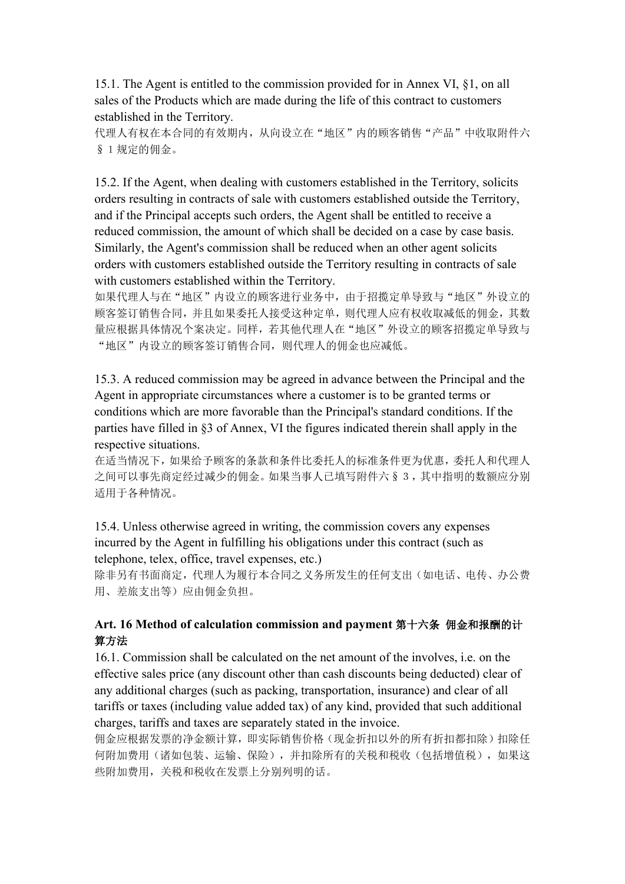15.1. The Agent is entitled to the commission provided for in Annex VI, §1, on all sales of the Products which are made during the life of this contract to customers established in the Territory.

代理人有权在本合同的有效期内，从向设立在“地区”内的顾客销售“产品”中收取附件六§1规定的佣金。

15.2. If the Agent, when dealing with customers established in the Territory, solicits orders resulting in contracts of sale with customers established outside the Territory, and if the Principal accepts such orders, the Agent shall be entitled to receive a reduced commission, the amount of which shall be decided on a case by case basis. Similarly, the Agent's commission shall be reduced when an other agent solicits orders with customers established outside the Territory resulting in contracts of sale with customers established within the Territory.

如果代理人与在“地区”内设立的顾客进行业务中，由于招揽定单导致与“地区”外设立的顾客签订销售合同，并且如果委托人接受这种定单，则代理人应有权收取减低的佣金，其数量应根据具体情况个案决定。同样，若其他代理人在“地区”外设立的顾客招揽定单导致与“地区”内设立的顾客签订销售合同，则代理人的佣金也应减低。

15.3. A reduced commission may be agreed in advance between the Principal and the Agent in appropriate circumstances where a customer is to be granted terms or conditions which are more favorable than the Principal's standard conditions. If the parties have filled in §3 of Annex, VI the figures indicated therein shall apply in the respective situations.

在适当情况下，如果给予顾客的条款和条件比委托人的标准条件更为优惠，委托人和代理人之间可以事先商定经过减少的佣金。如果当事人已填写附件六§3，其中指明的数额应分别适用于各种情况。

15.4. Unless otherwise agreed in writing, the commission covers any expenses incurred by the Agent in fulfilling his obligations under this contract (such as telephone, telex, office, travel expenses, etc.)

除非另有书面商定，代理人为履行本合同之义务所发生的任何支出（如电话、电传、办公费用、差旅支出等）应由佣金负担。

**Art. 16 Method of calculation commission and payment 第十六条 佣金和报酬的计算方法**

16.1. Commission shall be calculated on the net amount of the involves, i.e. on the effective sales price (any discount other than cash discounts being deducted) clear of any additional charges (such as packing, transportation, insurance) and clear of all tariffs or taxes (including value added tax) of any kind, provided that such additional charges, tariffs and taxes are separately stated in the invoice.

佣金应根据发票的净金额计算，即实际销售价格（现金折扣以外的所有折扣都扣除）扣除任何附加费用（诸如包装、运输、保险），并扣除所有的关税和税收（包括增值税），如果这些附加费用，关税和税收在发票上分别列明的话。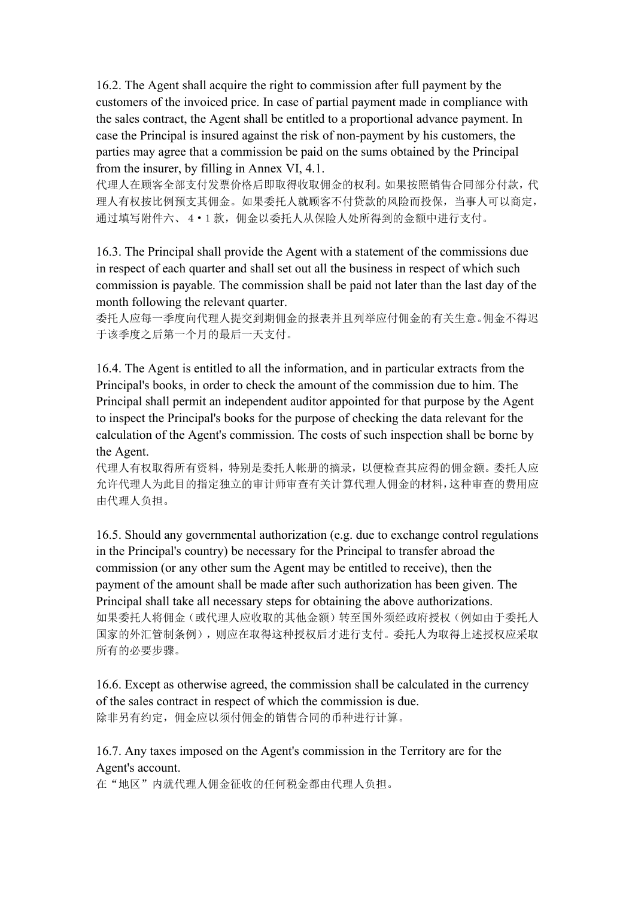16.2. The Agent shall acquire the right to commission after full payment by the customers of the invoiced price. In case of partial payment made in compliance with the sales contract, the Agent shall be entitled to a proportional advance payment. In case the Principal is insured against the risk of non-payment by his customers, the parties may agree that a commission be paid on the sums obtained by the Principal from the insurer, by filling in Annex VI, 4.1.

代理人在顾客全部支付发票价格后即取得收取佣金的权利。如果按照销售合同部分付款，代理人有权按比例预支其佣金。如果委托人就顾客不付贷款的风险而投保，当事人可以商定，通过填写附件六、 4・1 款，佣金以委托人从保险人处所得到的金额中进行支付。

16.3. The Principal shall provide the Agent with a statement of the commissions due in respect of each quarter and shall set out all the business in respect of which such commission is payable. The commission shall be paid not later than the last day of the month following the relevant quarter.

委托人应每一季度向代理人提交到期佣金的报表并且列举应付佣金的有关生意。佣金不得迟于该季度之后第一个月的最后一天支付。

16.4. The Agent is entitled to all the information, and in particular extracts from the Principal's books, in order to check the amount of the commission due to him. The Principal shall permit an independent auditor appointed for that purpose by the Agent to inspect the Principal's books for the purpose of checking the data relevant for the calculation of the Agent's commission. The costs of such inspection shall be borne by the Agent.

代理人有权取得所有资料，特别是委托人帐册的摘录，以便检查其应得的佣金额。委托人应允许代理人为此目的指定独立的审计师审查有关计算代理人佣金的材料，这种审查的费用应由代理人负担。

16.5. Should any governmental authorization (e.g. due to exchange control regulations in the Principal's country) be necessary for the Principal to transfer abroad the commission (or any other sum the Agent may be entitled to receive), then the payment of the amount shall be made after such authorization has been given. The Principal shall take all necessary steps for obtaining the above authorizations.

如果委托人将佣金（或代理人应收取的其他金额）转至国外须经政府授权（例如由于委托人国家的外汇管制条例），则应在取得这种授权后才进行支付。委托人为取得上述授权应采取所有的必要步骤。

16.6. Except as otherwise agreed, the commission shall be calculated in the currency of the sales contract in respect of which the commission is due.

除非另有约定，佣金应以须付佣金的销售合同的币种进行计算。

16.7. Any taxes imposed on the Agent's commission in the Territory are for the Agent's account.

在“地区”内就代理人佣金征收的任何税金都由代理人负担。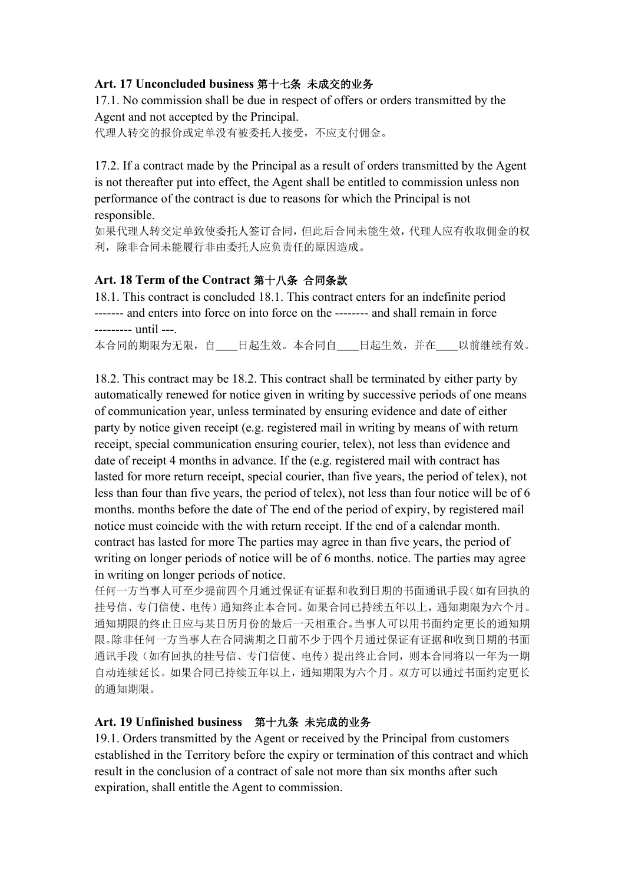**Art. 17 Unconcluded business 第十七条 未成交的业务**

17.1. No commission shall be due in respect of offers or orders transmitted by the Agent and not accepted by the Principal.

代理人转交的报价或定单没有被委托人接受，不应支付佣金。

17.2. If a contract made by the Principal as a result of orders transmitted by the Agent is not thereafter put into effect, the Agent shall be entitled to commission unless non performance of the contract is due to reasons for which the Principal is not responsible.

如果代理人转交定单致使委托人签订合同，但此后合同未能生效，代理人应有收取佣金的权利，除非合同未能履行非由委托人应负责任的原因造成。

**Art. 18 Term of the Contract 第十八条 合同条款**

18.1. This contract is concluded 18.1. This contract enters for an indefinite period ------- and enters into force on into force on the -------- and shall remain in force --------- until ---.

本合同的期限为无限，自____日起生效。本合同自____日起生效，并在____以前继续有效。

18.2. This contract may be 18.2. This contract shall be terminated by either party by automatically renewed for notice given in writing by successive periods of one means of communication year, unless terminated by ensuring evidence and date of either party by notice given receipt (e.g. registered mail in writing by means of with return receipt, special communication ensuring courier, telex), not less than evidence and date of receipt 4 months in advance. If the (e.g. registered mail with contract has lasted for more return receipt, special courier, than five years, the period of telex), not less than four than five years, the period of telex), not less than four notice will be of 6 months. months before the date of The end of the period of expiry, by registered mail notice must coincide with the with return receipt. If the end of a calendar month. contract has lasted for more The parties may agree in than five years, the period of writing on longer periods of notice will be of 6 months. notice. The parties may agree in writing on longer periods of notice.

任何一方当事人可至少提前四个月通过保证有证据和收到日期的书面通讯手段（如有回执的挂号信、专门信使、电传）通知终止本合同。如果合同已持续五年以上，通知期限为六个月。通知期限的终止日应与某日历月份的最后一天相重合。当事人可以用书面约定更长的通知期限。除非任何一方当事人在合同满期之日前不少于四个月通过保证有证据和收到日期的书面通讯手段（如有回执的挂号信、专门信使、电传）提出终止合同，则本合同将以一年为一期自动连续延长。如果合同已持续五年以上，通知期限为六个月。双方可以通过书面约定更长的通知期限。

**Art. 19 Unfinished business 第十九条 未完成的业务**

19.1. Orders transmitted by the Agent or received by the Principal from customers established in the Territory before the expiry or termination of this contract and which result in the conclusion of a contract of sale not more than six months after such expiration, shall entitle the Agent to commission.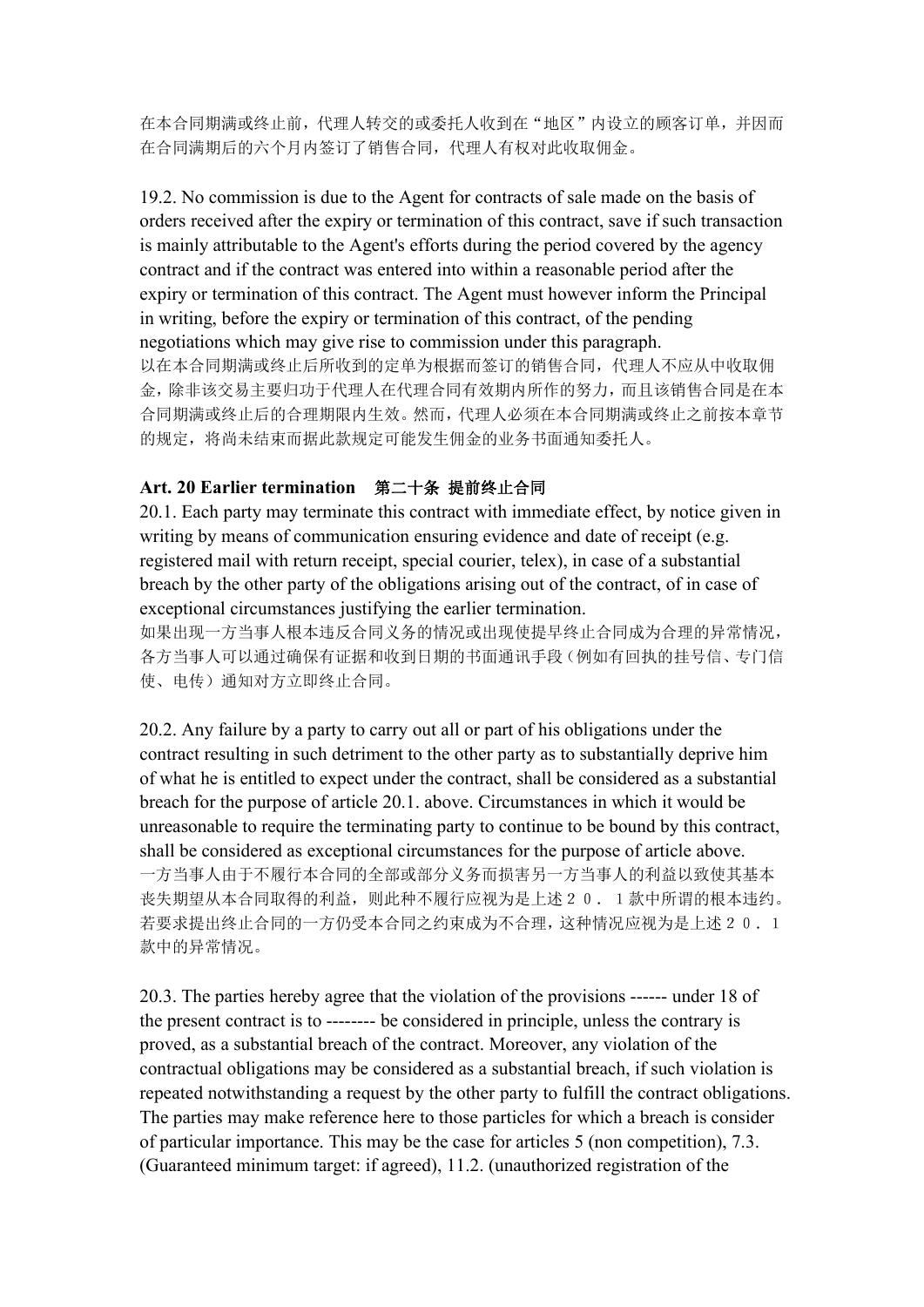在本合同期满或终止前，代理人转交的或委托人收到在“地区”内设立的顾客订单，并因而在合同满期后的六个月内签订了销售合同，代理人有权对此收取佣金。

19.2. No commission is due to the Agent for contracts of sale made on the basis of orders received after the expiry or termination of this contract, save if such transaction is mainly attributable to the Agent's efforts during the period covered by the agency contract and if the contract was entered into within a reasonable period after the expiry or termination of this contract. The Agent must however inform the Principal in writing, before the expiry or termination of this contract, of the pending negotiations which may give rise to commission under this paragraph.
以在本合同期满或终止后所收到的定单为根据而签订的销售合同，代理人不应从中收取佣金，除非该交易主要归功于代理人在代理合同有效期内所作的努力，而且该销售合同是在本合同期满或终止后的合理期限内生效。然而，代理人必须在本合同期满或终止之前按本章节的规定，将尚未结束而据此款规定可能发生佣金的业务书面通知委托人。

**Art. 20 Earlier termination　第二十条 提前终止合同**

20.1. Each party may terminate this contract with immediate effect, by notice given in writing by means of communication ensuring evidence and date of receipt (e.g. registered mail with return receipt, special courier, telex), in case of a substantial breach by the other party of the obligations arising out of the contract, of in case of exceptional circumstances justifying the earlier termination.
如果出现一方当事人根本违反合同义务的情况或出现使提早终止合同成为合理的异常情况，各方当事人可以通过确保有证据和收到日期的书面通讯手段（例如有回执的挂号信、专门信使、电传）通知对方立即终止合同。

20.2. Any failure by a party to carry out all or part of his obligations under the contract resulting in such detriment to the other party as to substantially deprive him of what he is entitled to expect under the contract, shall be considered as a substantial breach for the purpose of article 20.1. above. Circumstances in which it would be unreasonable to require the terminating party to continue to be bound by this contract, shall be considered as exceptional circumstances for the purpose of article above.
一方当事人由于不履行本合同的全部或部分义务而损害另一方当事人的利益以致使其基本丧失期望从本合同取得的利益，则此种不履行应视为是上述２０．１款中所谓的根本违约。若要求提出终止合同的一方仍受本合同之约束成为不合理，这种情况应视为是上述２０．１款中的异常情况。

20.3. The parties hereby agree that the violation of the provisions ------ under 18 of the present contract is to -------- be considered in principle, unless the contrary is proved, as a substantial breach of the contract. Moreover, any violation of the contractual obligations may be considered as a substantial breach, if such violation is repeated notwithstanding a request by the other party to fulfill the contract obligations. The parties may make reference here to those particles for which a breach is consider of particular importance. This may be the case for articles 5 (non competition), 7.3. (Guaranteed minimum target: if agreed), 11.2. (unauthorized registration of the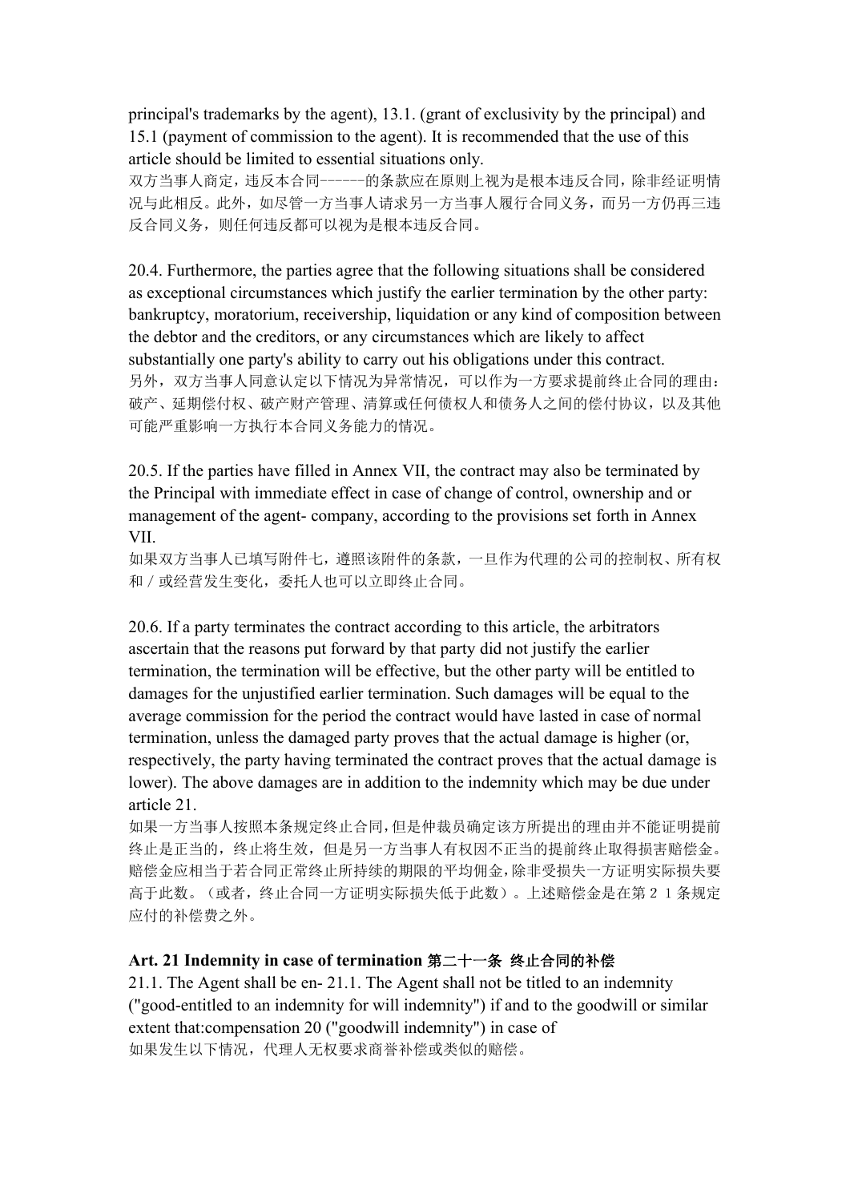principal's trademarks by the agent), 13.1. (grant of exclusivity by the principal) and 15.1 (payment of commission to the agent). It is recommended that the use of this article should be limited to essential situations only.

双方当事人商定，违反本合同------的条款应在原则上视为是根本违反合同，除非经证明情况与此相反。此外，如尽管一方当事人请求另一方当事人履行合同义务，而另一方仍再三违反合同义务，则任何违反都可以视为是根本违反合同。

20.4. Furthermore, the parties agree that the following situations shall be considered as exceptional circumstances which justify the earlier termination by the other party: bankruptcy, moratorium, receivership, liquidation or any kind of composition between the debtor and the creditors, or any circumstances which are likely to affect substantially one party's ability to carry out his obligations under this contract.

另外，双方当事人同意认定以下情况为异常情况，可以作为一方要求提前终止合同的理由：破产、延期偿付权、破产财产管理、清算或任何债权人和债务人之间的偿付协议，以及其他可能严重影响一方执行本合同义务能力的情况。

20.5. If the parties have filled in Annex VII, the contract may also be terminated by the Principal with immediate effect in case of change of control, ownership and or management of the agent- company, according to the provisions set forth in Annex VII.

如果双方当事人已填写附件七，遵照该附件的条款，一旦作为代理的公司的控制权、所有权和／或经营发生变化，委托人也可以立即终止合同。

20.6. If a party terminates the contract according to this article, the arbitrators ascertain that the reasons put forward by that party did not justify the earlier termination, the termination will be effective, but the other party will be entitled to damages for the unjustified earlier termination. Such damages will be equal to the average commission for the period the contract would have lasted in case of normal termination, unless the damaged party proves that the actual damage is higher (or, respectively, the party having terminated the contract proves that the actual damage is lower). The above damages are in addition to the indemnity which may be due under article 21.

如果一方当事人按照本条规定终止合同，但是仲裁员确定该方所提出的理由并不能证明提前终止是正当的，终止将生效，但是另一方当事人有权因不正当的提前终止取得损害赔偿金。赔偿金应相当于若合同正常终止所持续的期限的平均佣金，除非受损失一方证明实际损失要高于此数。（或者，终止合同一方证明实际损失低于此数）。上述赔偿金是在第２１条规定应付的补偿费之外。

**Art. 21 Indemnity in case of termination 第二十一条 终止合同的补偿**

21.1. The Agent shall be en- 21.1. The Agent shall not be titled to an indemnity ("good-entitled to an indemnity for will indemnity") if and to the goodwill or similar extent that:compensation 20 ("goodwill indemnity") in case of

如果发生以下情况，代理人无权要求商誉补偿或类似的赔偿。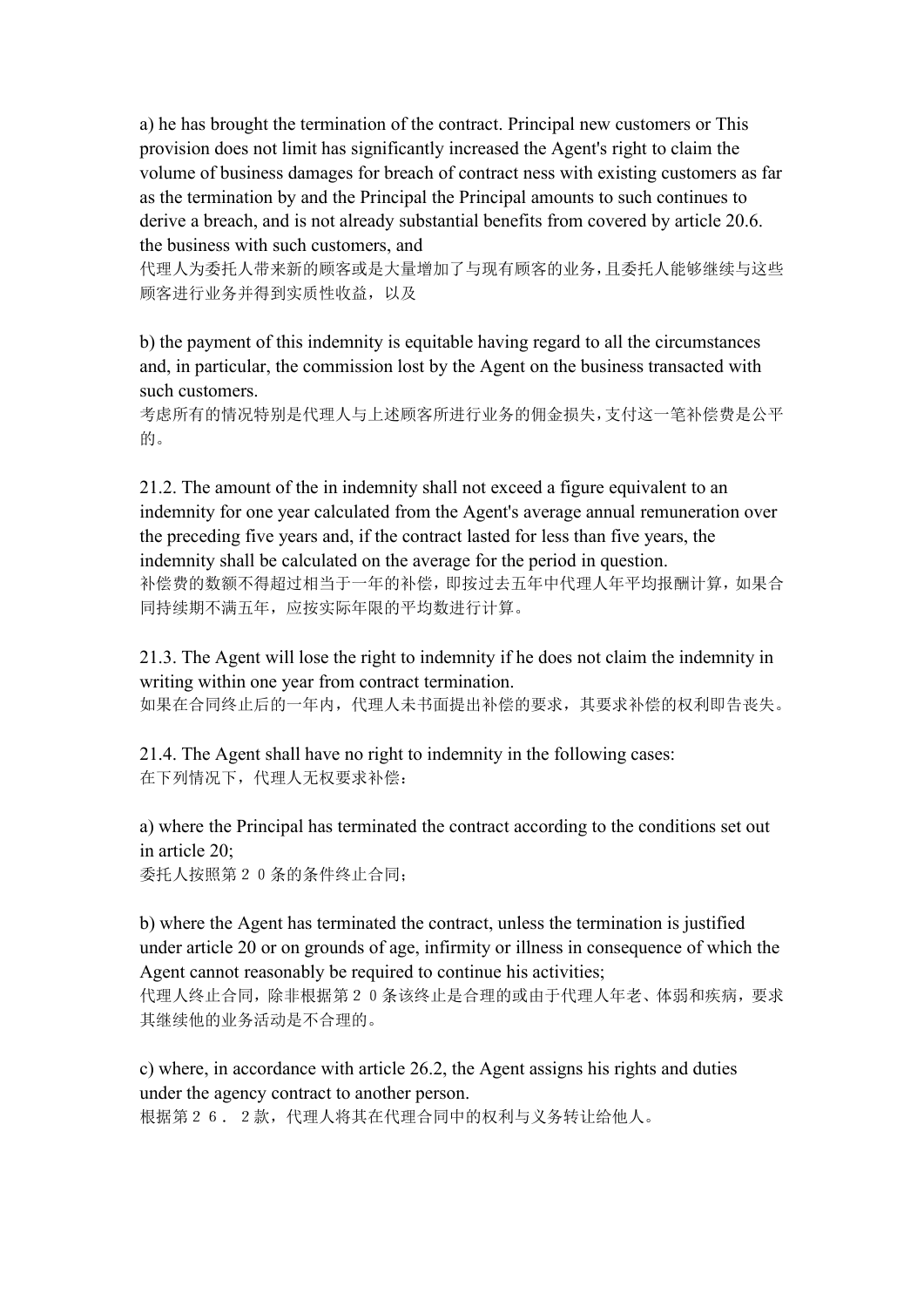a) he has brought the termination of the contract. Principal new customers or This provision does not limit has significantly increased the Agent's right to claim the volume of business damages for breach of contract ness with existing customers as far as the termination by and the Principal the Principal amounts to such continues to derive a breach, and is not already substantial benefits from covered by article 20.6. the business with such customers, and

代理人为委托人带来新的顾客或是大量增加了与现有顾客的业务，且委托人能够继续与这些顾客进行业务并得到实质性收益，以及

b) the payment of this indemnity is equitable having regard to all the circumstances and, in particular, the commission lost by the Agent on the business transacted with such customers.

考虑所有的情况特别是代理人与上述顾客所进行业务的佣金损失，支付这一笔补偿费是公平的。

21.2. The amount of the in indemnity shall not exceed a figure equivalent to an indemnity for one year calculated from the Agent's average annual remuneration over the preceding five years and, if the contract lasted for less than five years, the indemnity shall be calculated on the average for the period in question.

补偿费的数额不得超过相当于一年的补偿，即按过去五年中代理人年平均报酬计算，如果合同持续期不满五年，应按实际年限的平均数进行计算。

21.3. The Agent will lose the right to indemnity if he does not claim the indemnity in writing within one year from contract termination.

如果在合同终止后的一年内，代理人未书面提出补偿的要求，其要求补偿的权利即告丧失。

21.4. The Agent shall have no right to indemnity in the following cases:

在下列情况下，代理人无权要求补偿：

a) where the Principal has terminated the contract according to the conditions set out in article 20;

委托人按照第２０条的条件终止合同；

b) where the Agent has terminated the contract, unless the termination is justified under article 20 or on grounds of age, infirmity or illness in consequence of which the Agent cannot reasonably be required to continue his activities;

代理人终止合同，除非根据第２０条该终止是合理的或由于代理人年老、体弱和疾病，要求其继续他的业务活动是不合理的。

c) where, in accordance with article 26.2, the Agent assigns his rights and duties under the agency contract to another person.

根据第２６．２款，代理人将其在代理合同中的权利与义务转让给他人。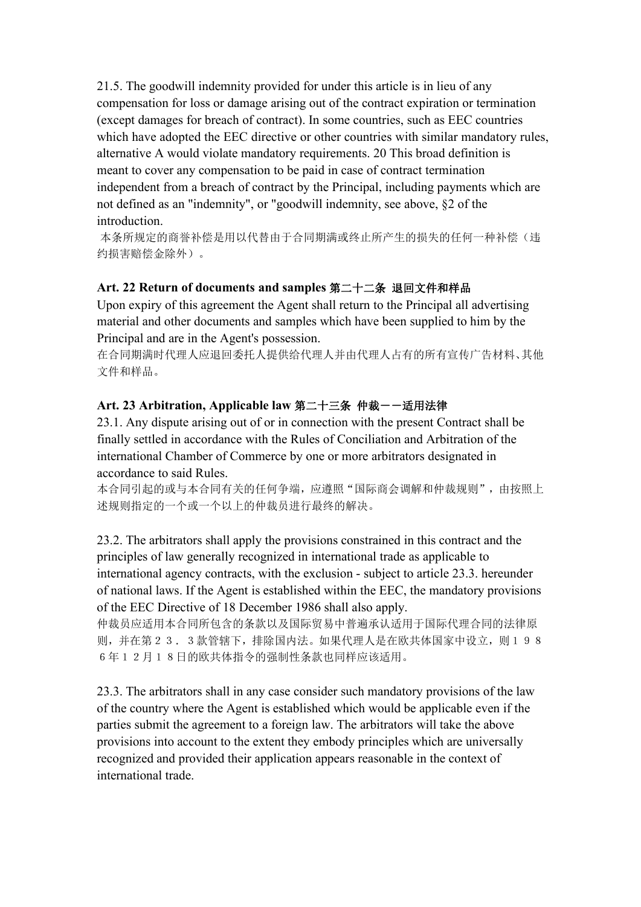21.5. The goodwill indemnity provided for under this article is in lieu of any compensation for loss or damage arising out of the contract expiration or termination (except damages for breach of contract). In some countries, such as EEC countries which have adopted the EEC directive or other countries with similar mandatory rules, alternative A would violate mandatory requirements. 20 This broad definition is meant to cover any compensation to be paid in case of contract termination independent from a breach of contract by the Principal, including payments which are not defined as an "indemnity", or "goodwill indemnity, see above, §2 of the introduction.

本条所规定的商誉补偿是用以代替由于合同期满或终止所产生的损失的任何一种补偿（违约损害赔偿金除外）。

**Art. 22 Return of documents and samples 第二十二条 退回文件和样品**

Upon expiry of this agreement the Agent shall return to the Principal all advertising material and other documents and samples which have been supplied to him by the Principal and are in the Agent's possession.

在合同期满时代理人应退回委托人提供给代理人并由代理人占有的所有宣传广告材料、其他文件和样品。

**Art. 23 Arbitration, Applicable law 第二十三条 仲裁－－适用法律**

23.1. Any dispute arising out of or in connection with the present Contract shall be finally settled in accordance with the Rules of Conciliation and Arbitration of the international Chamber of Commerce by one or more arbitrators designated in accordance to said Rules.

本合同引起的或与本合同有关的任何争端，应遵照"国际商会调解和仲裁规则"，由按照上述规则指定的一个或一个以上的仲裁员进行最终的解决。

23.2. The arbitrators shall apply the provisions constrained in this contract and the principles of law generally recognized in international trade as applicable to international agency contracts, with the exclusion - subject to article 23.3. hereunder of national laws. If the Agent is established within the EEC, the mandatory provisions of the EEC Directive of 18 December 1986 shall also apply.

仲裁员应适用本合同所包含的条款以及国际贸易中普遍承认适用于国际代理合同的法律原则，并在第２３．３款管辖下，排除国内法。如果代理人是在欧共体国家中设立，则１９８６年１２月１８日的欧共体指令的强制性条款也同样应该适用。

23.3. The arbitrators shall in any case consider such mandatory provisions of the law of the country where the Agent is established which would be applicable even if the parties submit the agreement to a foreign law. The arbitrators will take the above provisions into account to the extent they embody principles which are universally recognized and provided their application appears reasonable in the context of international trade.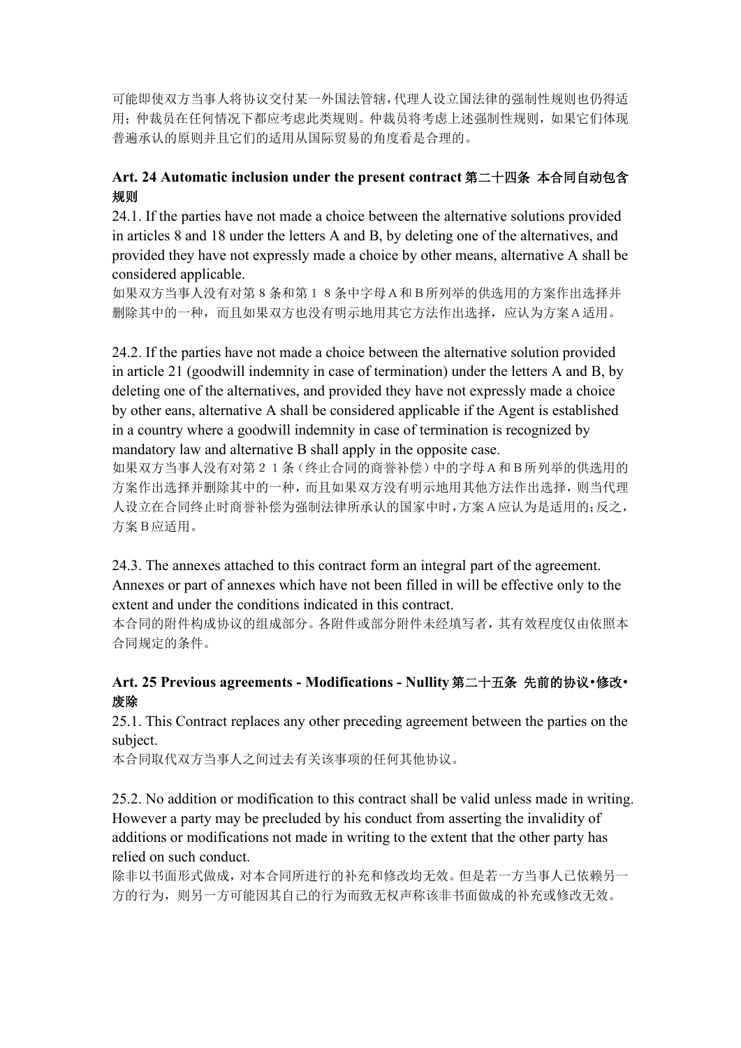可能即使双方当事人将协议交付某一外国法管辖，代理人设立国法律的强制性规则也仍得适用；仲裁员在任何情况下都应考虑此类规则。仲裁员将考虑上述强制性规则，如果它们体现普遍承认的原则并且它们的适用从国际贸易的角度看是合理的。

**Art. 24 Automatic inclusion under the present contract 第二十四条 本合同自动包含规则**

24.1. If the parties have not made a choice between the alternative solutions provided in articles 8 and 18 under the letters A and B, by deleting one of the alternatives, and provided they have not expressly made a choice by other means, alternative A shall be considered applicable.

如果双方当事人没有对第８条和第１８条中字母Ａ和Ｂ所列举的供选用的方案作出选择并删除其中的一种，而且如果双方也没有明示地用其它方法作出选择，应认为方案Ａ适用。

24.2. If the parties have not made a choice between the alternative solution provided in article 21 (goodwill indemnity in case of termination) under the letters A and B, by deleting one of the alternatives, and provided they have not expressly made a choice by other eans, alternative A shall be considered applicable if the Agent is established in a country where a goodwill indemnity in case of termination is recognized by mandatory law and alternative B shall apply in the opposite case.

如果双方当事人没有对第２１条（终止合同的商誉补偿）中的字母Ａ和Ｂ所列举的供选用的方案作出选择并删除其中的一种，而且如果双方没有明示地用其他方法作出选择，则当代理人设立在合同终止时商誉补偿为强制法律所承认的国家中时，方案Ａ应认为是适用的；反之，方案Ｂ应适用。

24.3. The annexes attached to this contract form an integral part of the agreement. Annexes or part of annexes which have not been filled in will be effective only to the extent and under the conditions indicated in this contract.

本合同的附件构成协议的组成部分。各附件或部分附件未经填写者，其有效程度仅由依照本合同规定的条件。

**Art. 25 Previous agreements - Modifications - Nullity 第二十五条 先前的协议•修改•废除**

25.1. This Contract replaces any other preceding agreement between the parties on the subject.

本合同取代双方当事人之间过去有关该事项的任何其他协议。

25.2. No addition or modification to this contract shall be valid unless made in writing. However a party may be precluded by his conduct from asserting the invalidity of additions or modifications not made in writing to the extent that the other party has relied on such conduct.

除非以书面形式做成，对本合同所进行的补充和修改均无效。但是若一方当事人已依赖另一方的行为，则另一方可能因其自己的行为而致无权声称该非书面做成的补充或修改无效。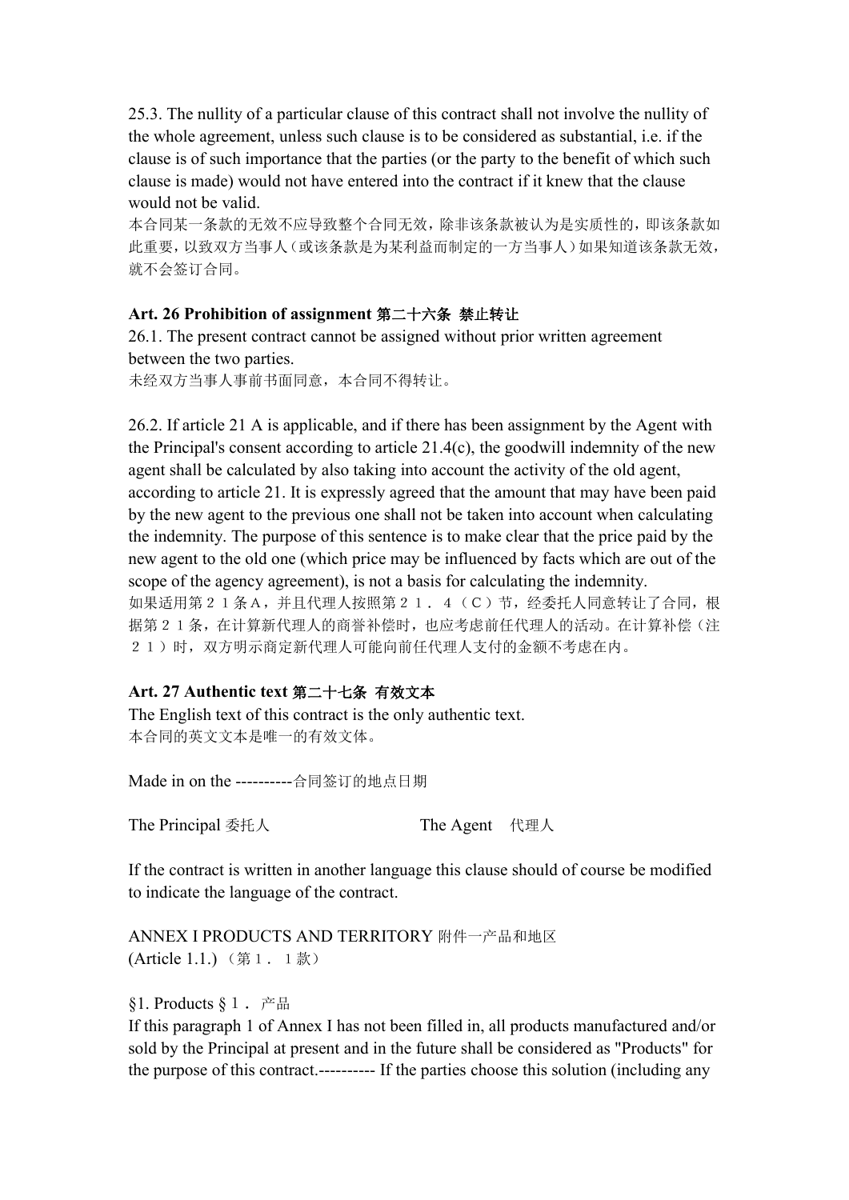25.3. The nullity of a particular clause of this contract shall not involve the nullity of the whole agreement, unless such clause is to be considered as substantial, i.e. if the clause is of such importance that the parties (or the party to the benefit of which such clause is made) would not have entered into the contract if it knew that the clause would not be valid.
本合同某一条款的无效不应导致整个合同无效，除非该条款被认为是实质性的，即该条款如此重要，以致双方当事人（或该条款是为某利益而制定的一方当事人）如果知道该条款无效，就不会签订合同。

**Art. 26 Prohibition of assignment 第二十六条 禁止转让**
26.1. The present contract cannot be assigned without prior written agreement between the two parties.
未经双方当事人事前书面同意，本合同不得转让。

26.2. If article 21 A is applicable, and if there has been assignment by the Agent with the Principal's consent according to article 21.4(c), the goodwill indemnity of the new agent shall be calculated by also taking into account the activity of the old agent, according to article 21. It is expressly agreed that the amount that may have been paid by the new agent to the previous one shall not be taken into account when calculating the indemnity. The purpose of this sentence is to make clear that the price paid by the new agent to the old one (which price may be influenced by facts which are out of the scope of the agency agreement), is not a basis for calculating the indemnity.
如果适用第２１条Ａ，并且代理人按照第２１．４（Ｃ）节，经委托人同意转让了合同，根据第２１条，在计算新代理人的商誉补偿时，也应考虑前任代理人的活动。在计算补偿（注２１）时，双方明示商定新代理人可能向前任代理人支付的金额不考虑在内。

**Art. 27 Authentic text 第二十七条 有效文本**
The English text of this contract is the only authentic text.
本合同的英文文本是唯一的有效文体。

Made in on the ----------合同签订的地点日期

The Principal 委托人 The Agent 代理人

If the contract is written in another language this clause should of course be modified to indicate the language of the contract.

ANNEX I PRODUCTS AND TERRITORY 附件一产品和地区
(Article 1.1.) （第１．１款）

§1. Products §１．产品
If this paragraph 1 of Annex I has not been filled in, all products manufactured and/or sold by the Principal at present and in the future shall be considered as "Products" for the purpose of this contract.---------- If the parties choose this solution (including any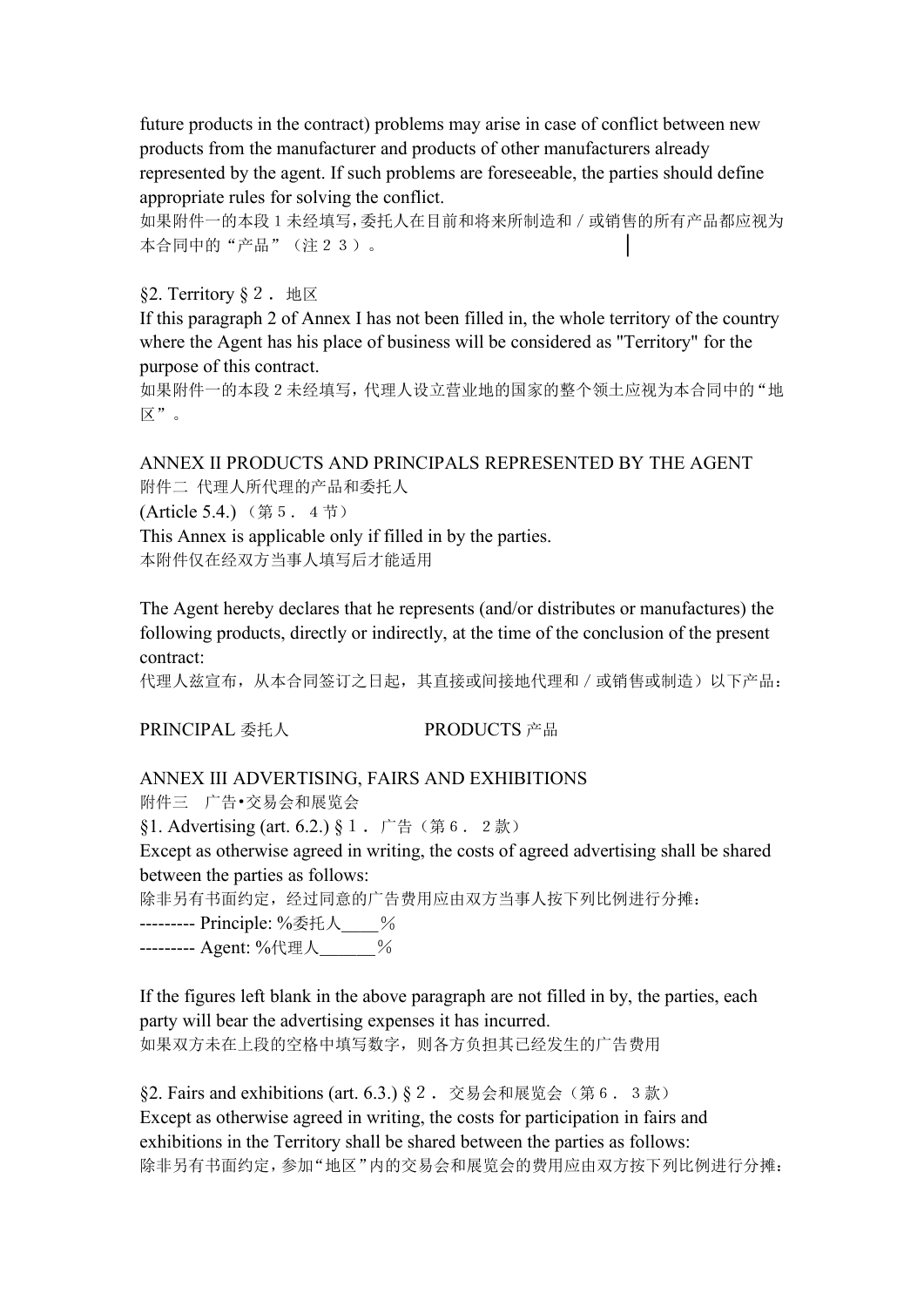future products in the contract) problems may arise in case of conflict between new products from the manufacturer and products of other manufacturers already represented by the agent. If such problems are foreseeable, the parties should define appropriate rules for solving the conflict.

如果附件一的本段１未经填写，委托人在目前和将来所制造和／或销售的所有产品都应视为本合同中的“产品”（注２３）。

§2. Territory §２． 地区

If this paragraph 2 of Annex I has not been filled in, the whole territory of the country where the Agent has his place of business will be considered as "Territory" for the purpose of this contract.

如果附件一的本段２未经填写，代理人设立营业地的国家的整个领土应视为本合同中的“地区”。

ANNEX II PRODUCTS AND PRINCIPALS REPRESENTED BY THE AGENT

附件二 代理人所代理的产品和委托人

(Article 5.4.)（第５． ４节）

This Annex is applicable only if filled in by the parties.

本附件仅在经双方当事人填写后才能适用

The Agent hereby declares that he represents (and/or distributes or manufactures) the following products, directly or indirectly, at the time of the conclusion of the present contract:

代理人兹宣布，从本合同签订之日起，其直接或间接地代理和／或销售或制造）以下产品：

PRINCIPAL 委托人　　　　　　　PRODUCTS 产品

ANNEX III ADVERTISING, FAIRS AND EXHIBITIONS

附件三　广告•交易会和展览会

§1. Advertising (art. 6.2.) §１． 广告（第６． ２款）

Except as otherwise agreed in writing, the costs of agreed advertising shall be shared between the parties as follows:

除非另有书面约定，经过同意的广告费用应由双方当事人按下列比例进行分摊：

--------- Principle: %委托人____％

--------- Agent: %代理人______％

If the figures left blank in the above paragraph are not filled in by, the parties, each party will bear the advertising expenses it has incurred.

如果双方未在上段的空格中填写数字，则各方负担其已经发生的广告费用

§2. Fairs and exhibitions (art. 6.3.) §２． 交易会和展览会（第６． ３款）

Except as otherwise agreed in writing, the costs for participation in fairs and exhibitions in the Territory shall be shared between the parties as follows:

除非另有书面约定，参加“地区”内的交易会和展览会的费用应由双方按下列比例进行分摊：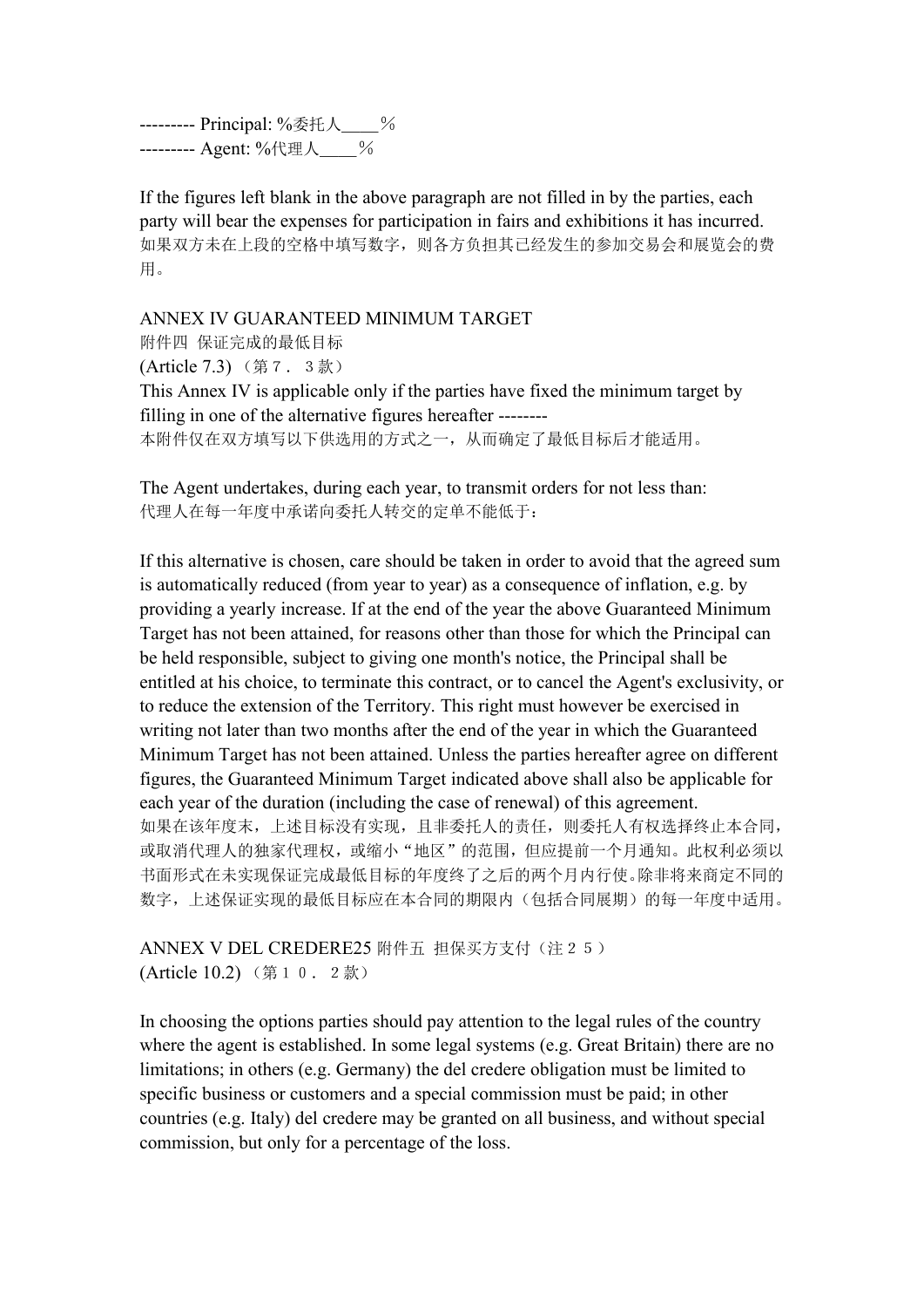--------- Principal: %委托人____％
--------- Agent: %代理人____％

If the figures left blank in the above paragraph are not filled in by the parties, each party will bear the expenses for participation in fairs and exhibitions it has incurred.
如果双方未在上段的空格中填写数字，则各方负担其已经发生的参加交易会和展览会的费用。

ANNEX IV GUARANTEED MINIMUM TARGET
附件四 保证完成的最低目标
(Article 7.3) （第７．３款）
This Annex IV is applicable only if the parties have fixed the minimum target by filling in one of the alternative figures hereafter --------
本附件仅在双方填写以下供选用的方式之一，从而确定了最低目标后才能适用。

The Agent undertakes, during each year, to transmit orders for not less than:
代理人在每一年度中承诺向委托人转交的定单不能低于：

If this alternative is chosen, care should be taken in order to avoid that the agreed sum is automatically reduced (from year to year) as a consequence of inflation, e.g. by providing a yearly increase. If at the end of the year the above Guaranteed Minimum Target has not been attained, for reasons other than those for which the Principal can be held responsible, subject to giving one month's notice, the Principal shall be entitled at his choice, to terminate this contract, or to cancel the Agent's exclusivity, or to reduce the extension of the Territory. This right must however be exercised in writing not later than two months after the end of the year in which the Guaranteed Minimum Target has not been attained. Unless the parties hereafter agree on different figures, the Guaranteed Minimum Target indicated above shall also be applicable for each year of the duration (including the case of renewal) of this agreement.
如果在该年度末，上述目标没有实现，且非委托人的责任，则委托人有权选择终止本合同，或取消代理人的独家代理权，或缩小“地区”的范围，但应提前一个月通知。此权利必须以书面形式在未实现保证完成最低目标的年度终了之后的两个月内行使。除非将来商定不同的数字，上述保证实现的最低目标应在本合同的期限内（包括合同展期）的每一年度中适用。

ANNEX V DEL CREDERE25 附件五 担保买方支付（注２５）
(Article 10.2) （第１０．２款）

In choosing the options parties should pay attention to the legal rules of the country where the agent is established. In some legal systems (e.g. Great Britain) there are no limitations; in others (e.g. Germany) the del credere obligation must be limited to specific business or customers and a special commission must be paid; in other countries (e.g. Italy) del credere may be granted on all business, and without special commission, but only for a percentage of the loss.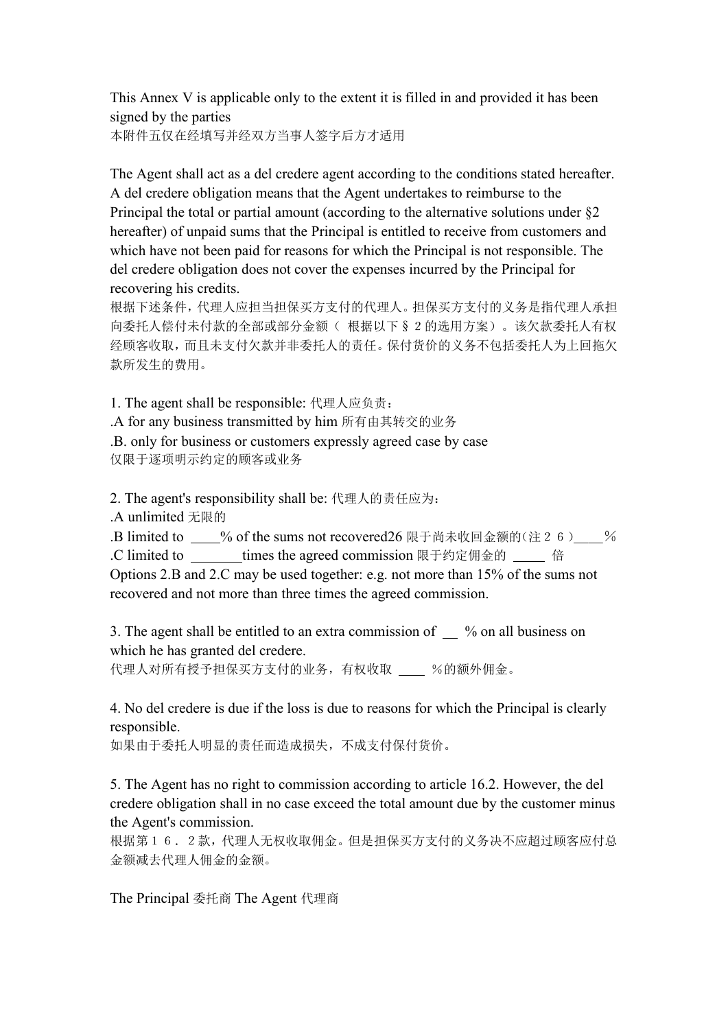This Annex V is applicable only to the extent it is filled in and provided it has been signed by the parties
本附件五仅在经填写并经双方当事人签字后方才适用

The Agent shall act as a del credere agent according to the conditions stated hereafter. A del credere obligation means that the Agent undertakes to reimburse to the Principal the total or partial amount (according to the alternative solutions under §2 hereafter) of unpaid sums that the Principal is entitled to receive from customers and which have not been paid for reasons for which the Principal is not responsible. The del credere obligation does not cover the expenses incurred by the Principal for recovering his credits.
根据下述条件，代理人应担当担保买方支付的代理人。担保买方支付的义务是指代理人承担向委托人偿付未付款的全部或部分金额（ 根据以下§２的选用方案）。该欠款委托人有权经顾客收取，而且未支付欠款并非委托人的责任。保付货价的义务不包括委托人为上回拖欠款所发生的费用。

1. The agent shall be responsible: 代理人应负责：
.A for any business transmitted by him 所有由其转交的业务
.B. only for business or customers expressly agreed case by case
仅限于逐项明示约定的顾客或业务

2. The agent's responsibility shall be: 代理人的责任应为：
.A unlimited 无限的
.B limited to ____% of the sums not recovered26 限于尚未收回金额的(注２６)____％
.C limited to ________times the agreed commission 限于约定佣金的 _____ 倍
Options 2.B and 2.C may be used together: e.g. not more than 15% of the sums not recovered and not more than three times the agreed commission.

3. The agent shall be entitled to an extra commission of __ % on all business on which he has granted del credere.
代理人对所有授予担保买方支付的业务，有权收取 ____ ％的额外佣金。

4. No del credere is due if the loss is due to reasons for which the Principal is clearly responsible.
如果由于委托人明显的责任而造成损失，不成支付保付货价。

5. The Agent has no right to commission according to article 16.2. However, the del credere obligation shall in no case exceed the total amount due by the customer minus the Agent's commission.
根据第１６．２款，代理人无权收取佣金。但是担保买方支付的义务决不应超过顾客应付总金额减去代理人佣金的金额。

The Principal 委托商 The Agent 代理商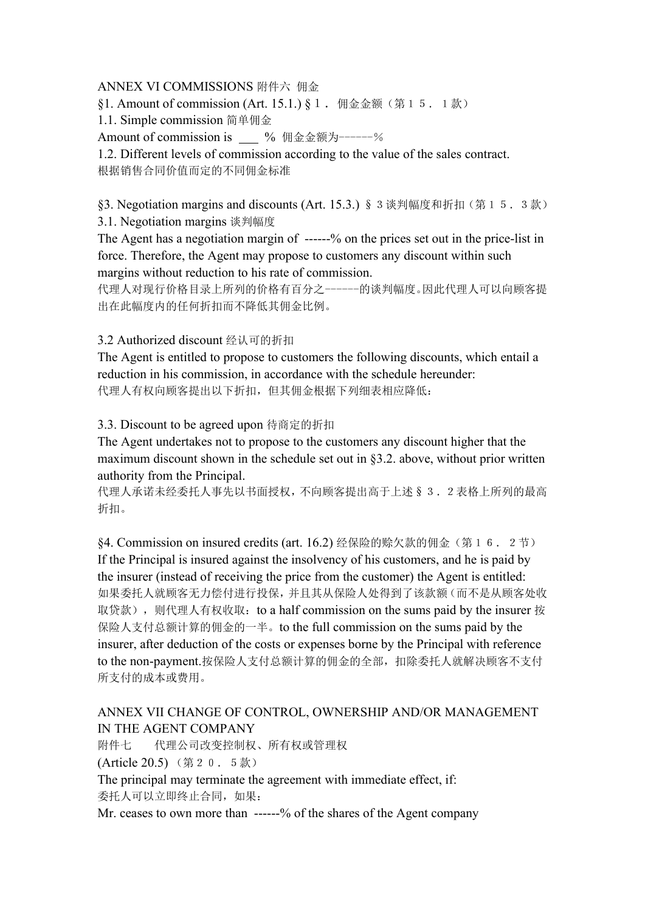ANNEX VI COMMISSIONS 附件六 佣金

§1. Amount of commission (Art. 15.1.) §１． 佣金金额（第１５．１款）

1.1. Simple commission 简单佣金

Amount of commission is ___ % 佣金金额为------%

1.2. Different levels of commission according to the value of the sales contract.

根据销售合同价值而定的不同佣金标准

§3. Negotiation margins and discounts (Art. 15.3.) §３谈判幅度和折扣（第１５．３款）

3.1. Negotiation margins 谈判幅度

The Agent has a negotiation margin of ------% on the prices set out in the price-list in force. Therefore, the Agent may propose to customers any discount within such margins without reduction to his rate of commission.

代理人对现行价格目录上所列的价格有百分之------的谈判幅度。因此代理人可以向顾客提出在此幅度内的任何折扣而不降低其佣金比例。

3.2 Authorized discount 经认可的折扣

The Agent is entitled to propose to customers the following discounts, which entail a reduction in his commission, in accordance with the schedule hereunder:

代理人有权向顾客提出以下折扣，但其佣金根据下列细表相应降低：

3.3. Discount to be agreed upon 待商定的折扣

The Agent undertakes not to propose to the customers any discount higher that the maximum discount shown in the schedule set out in §3.2. above, without prior written authority from the Principal.

代理人承诺未经委托人事先以书面授权，不向顾客提出高于上述§３．２表格上所列的最高折扣。

§4. Commission on insured credits (art. 16.2) 经保险的赊欠款的佣金（第１６．２节）

If the Principal is insured against the insolvency of his customers, and he is paid by the insurer (instead of receiving the price from the customer) the Agent is entitled:

如果委托人就顾客无力偿付进行投保，并且其从保险人处得到了该款额（而不是从顾客处收取贷款），则代理人有权收取：to a half commission on the sums paid by the insurer 按保险人支付总额计算的佣金的一半。to the full commission on the sums paid by the insurer, after deduction of the costs or expenses borne by the Principal with reference to the non-payment.按保险人支付总额计算的佣金的全部，扣除委托人就解决顾客不支付所支付的成本或费用。

ANNEX VII CHANGE OF CONTROL, OWNERSHIP AND/OR MANAGEMENT IN THE AGENT COMPANY

附件七　　代理公司改变控制权、所有权或管理权

(Article 20.5) （第２０．５款）

The principal may terminate the agreement with immediate effect, if:

委托人可以立即终止合同，如果：

Mr. ceases to own more than ------% of the shares of the Agent company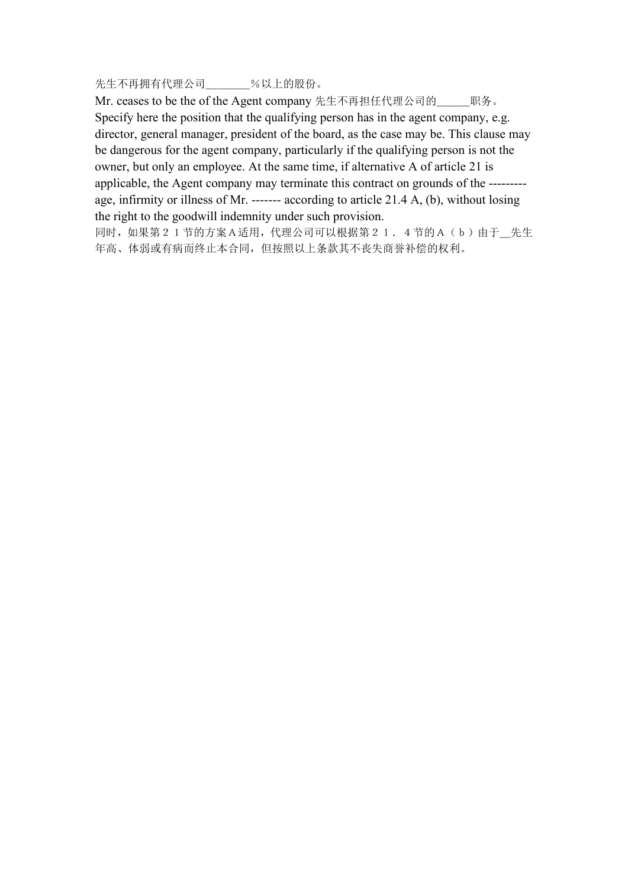先生不再拥有代理公司________%以上的股份。

Mr. ceases to be the of the Agent company 先生不再担任代理公司的______职务。

Specify here the position that the qualifying person has in the agent company, e.g. director, general manager, president of the board, as the case may be. This clause may be dangerous for the agent company, particularly if the qualifying person is not the owner, but only an employee. At the same time, if alternative A of article 21 is applicable, the Agent company may terminate this contract on grounds of the --------- age, infirmity or illness of Mr. ------- according to article 21.4 A, (b), without losing the right to the goodwill indemnity under such provision.

同时，如果第２１节的方案Ａ适用，代理公司可以根据第２１．４节的Ａ（ｂ）由于__先生年高、体弱或有病而终止本合同，但按照以上条款其不丧失商誉补偿的权利。